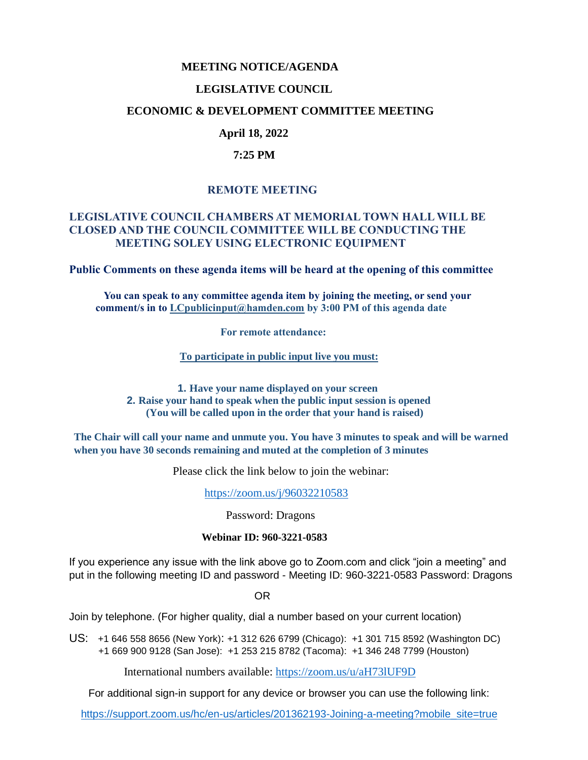# MEETING NOTICE/AGENDA

## LEGISLATIVE COUNCIL

## ECONOMIC & DEVELOPMENT COMMITTEE MEETING

**April 18, 2022**

**7:25 PM**

## REMOTE MEETING

**LEGISLATIVE COUNCIL CHAMBERS AT MEMORIAL TOWN HALL WILL BE CLOSED AND THE COUNCIL COMMITTEE WILL BE CONDUCTING THE MEETING SOLEY USING ELECTRONIC EQUIPMENT**

**Public Comments on these agenda items will be heard at the opening of this committee**

**You can speak to any committee agenda item by joining the meeting, or send your comment/s in to LCpublicinput@hamden.com by 3:00 PM of this agenda date**

**For remote attendance:**

**To participate in public input live you must:**

1. **Have your name displayed on your screen**
2. **Raise your hand to speak when the public input session is opened (You will be called upon in the order that your hand is raised)**

**The Chair will call your name and unmute you. You have 3 minutes to speak and will be warned when you have 30 seconds remaining and muted at the completion of 3 minutes**

Please click the link below to join the webinar:

https://zoom.us/j/96032210583

Password: Dragons

**Webinar ID: 960-3221-0583**

If you experience any issue with the link above go to Zoom.com and click "join a meeting" and put in the following meeting ID and password - Meeting ID: 960-3221-0583 Password: Dragons

OR

Join by telephone. (For higher quality, dial a number based on your current location)

US: +1 646 558 8656 (New York): +1 312 626 6799 (Chicago): +1 301 715 8592 (Washington DC) +1 669 900 9128 (San Jose): +1 253 215 8782 (Tacoma): +1 346 248 7799 (Houston)

International numbers available: https://zoom.us/u/aH73lUF9D

For additional sign-in support for any device or browser you can use the following link:

https://support.zoom.us/hc/en-us/articles/201362193-Joining-a-meeting?mobile_site=true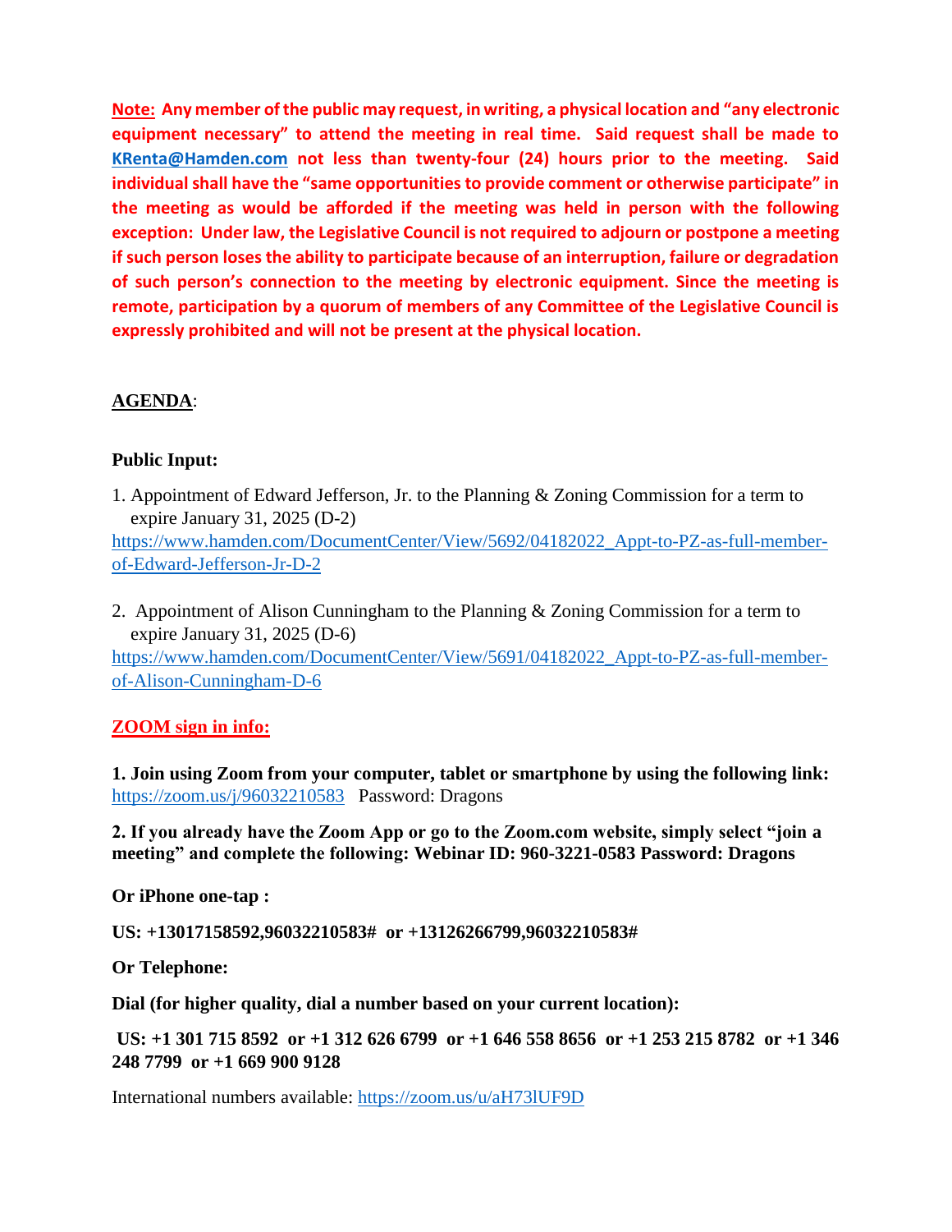**Note: Any member of the public may request, in writing, a physical location and "any electronic equipment necessary" to attend the meeting in real time. Said request shall be made to KRenta@Hamden.com not less than twenty-four (24) hours prior to the meeting. Said individual shall have the "same opportunities to provide comment or otherwise participate" in the meeting as would be afforded if the meeting was held in person with the following exception: Under law, the Legislative Council is not required to adjourn or postpone a meeting if such person loses the ability to participate because of an interruption, failure or degradation of such person's connection to the meeting by electronic equipment. Since the meeting is remote, participation by a quorum of members of any Committee of the Legislative Council is expressly prohibited and will not be present at the physical location.**

**AGENDA**:

**Public Input:**

1. Appointment of Edward Jefferson, Jr. to the Planning & Zoning Commission for a term to expire January 31, 2025 (D-2)
https://www.hamden.com/DocumentCenter/View/5692/04182022_Appt-to-PZ-as-full-member-of-Edward-Jefferson-Jr-D-2

2. Appointment of Alison Cunningham to the Planning & Zoning Commission for a term to expire January 31, 2025 (D-6)
https://www.hamden.com/DocumentCenter/View/5691/04182022_Appt-to-PZ-as-full-member-of-Alison-Cunningham-D-6

**ZOOM sign in info:**

**1. Join using Zoom from your computer, tablet or smartphone by using the following link:** https://zoom.us/j/96032210583 Password: Dragons

**2. If you already have the Zoom App or go to the Zoom.com website, simply select "join a meeting" and complete the following: Webinar ID: 960-3221-0583 Password: Dragons**

**Or iPhone one-tap :**

**US: +13017158592,96032210583# or +13126266799,96032210583#**

**Or Telephone:**

**Dial (for higher quality, dial a number based on your current location):**

**US: +1 301 715 8592 or +1 312 626 6799 or +1 646 558 8656 or +1 253 215 8782 or +1 346 248 7799 or +1 669 900 9128**

International numbers available: https://zoom.us/u/aH73lUF9D